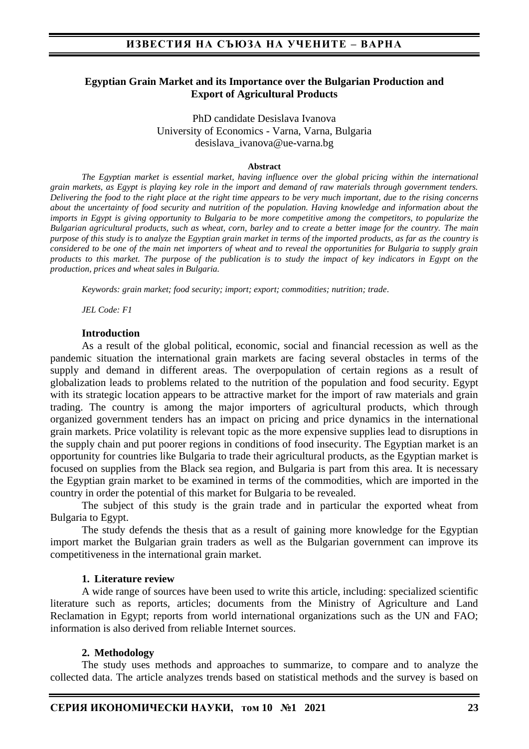# Egyptian Grain Market and its Importance over the Bulgarian Production and Export of Agricultural Products

PhD candidate Desislava Ivanova
University of Economics - Varna, Varna, Bulgaria
desislava_ivanova@ue-varna.bg

**Abstract**

*The Egyptian market is essential market, having influence over the global pricing within the international grain markets, as Egypt is playing key role in the import and demand of raw materials through government tenders. Delivering the food to the right place at the right time appears to be very much important, due to the rising concerns about the uncertainty of food security and nutrition of the population. Having knowledge and information about the imports in Egypt is giving opportunity to Bulgaria to be more competitive among the competitors, to popularize the Bulgarian agricultural products, such as wheat, corn, barley and to create a better image for the country. The main purpose of this study is to analyze the Egyptian grain market in terms of the imported products, as far as the country is considered to be one of the main net importers of wheat and to reveal the opportunities for Bulgaria to supply grain products to this market. The purpose of the publication is to study the impact of key indicators in Egypt on the production, prices and wheat sales in Bulgaria.*

*Keywords: grain market; food security; import; export; commodities; nutrition; trade.*

*JEL Code: F1*

## Introduction

As a result of the global political, economic, social and financial recession as well as the pandemic situation the international grain markets are facing several obstacles in terms of the supply and demand in different areas. The overpopulation of certain regions as a result of globalization leads to problems related to the nutrition of the population and food security. Egypt with its strategic location appears to be attractive market for the import of raw materials and grain trading. The country is among the major importers of agricultural products, which through organized government tenders has an impact on pricing and price dynamics in the international grain markets. Price volatility is relevant topic as the more expensive supplies lead to disruptions in the supply chain and put poorer regions in conditions of food insecurity. The Egyptian market is an opportunity for countries like Bulgaria to trade their agricultural products, as the Egyptian market is focused on supplies from the Black sea region, and Bulgaria is part from this area. It is necessary the Egyptian grain market to be examined in terms of the commodities, which are imported in the country in order the potential of this market for Bulgaria to be revealed.

The subject of this study is the grain trade and in particular the exported wheat from Bulgaria to Egypt.

The study defends the thesis that as a result of gaining more knowledge for the Egyptian import market the Bulgarian grain traders as well as the Bulgarian government can improve its competitiveness in the international grain market.

## 1. Literature review

A wide range of sources have been used to write this article, including: specialized scientific literature such as reports, articles; documents from the Ministry of Agriculture and Land Reclamation in Egypt; reports from world international organizations such as the UN and FAO; information is also derived from reliable Internet sources.

## 2. Methodology

The study uses methods and approaches to summarize, to compare and to analyze the collected data. The article analyzes trends based on statistical methods and the survey is based on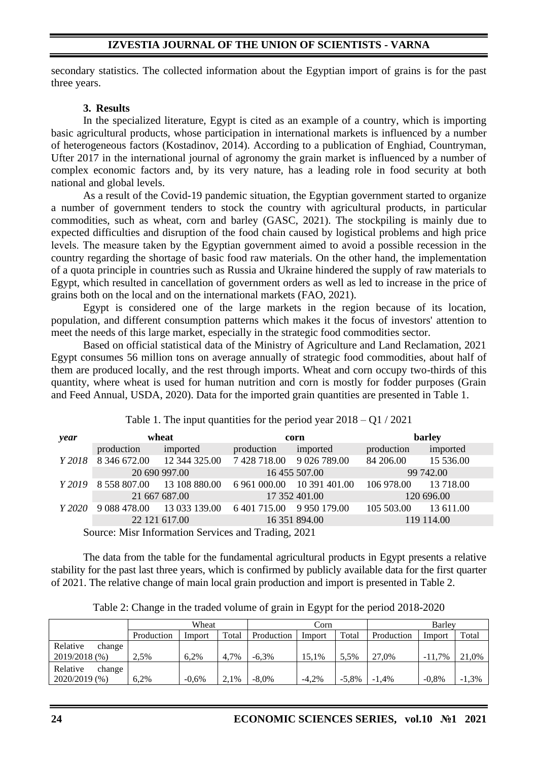secondary statistics. The collected information about the Egyptian import of grains is for the past three years.

## 3. Results

In the specialized literature, Egypt is cited as an example of a country, which is importing basic agricultural products, whose participation in international markets is influenced by a number of heterogeneous factors (Kostadinov, 2014). According to a publication of Enghiad, Countryman, Ufter 2017 in the international journal of agronomy the grain market is influenced by a number of complex economic factors and, by its very nature, has a leading role in food security at both national and global levels.

As a result of the Covid-19 pandemic situation, the Egyptian government started to organize a number of government tenders to stock the country with agricultural products, in particular commodities, such as wheat, corn and barley (GASC, 2021). The stockpiling is mainly due to expected difficulties and disruption of the food chain caused by logistical problems and high price levels. The measure taken by the Egyptian government aimed to avoid a possible recession in the country regarding the shortage of basic food raw materials. On the other hand, the implementation of a quota principle in countries such as Russia and Ukraine hindered the supply of raw materials to Egypt, which resulted in cancellation of government orders as well as led to increase in the price of grains both on the local and on the international markets (FAO, 2021).

Egypt is considered one of the large markets in the region because of its location, population, and different consumption patterns which makes it the focus of investors' attention to meet the needs of this large market, especially in the strategic food commodities sector.

Based on official statistical data of the Ministry of Agriculture and Land Reclamation, 2021 Egypt consumes 56 million tons on average annually of strategic food commodities, about half of them are produced locally, and the rest through imports. Wheat and corn occupy two-thirds of this quantity, where wheat is used for human nutrition and corn is mostly for fodder purposes (Grain and Feed Annual, USDA, 2020). Data for the imported grain quantities are presented in Table 1.

Table 1. The input quantities for the period year 2018 – Q1 / 2021

| *year* | wheat | | corn | | barley | |
|---|---|---|---|---|---|---|
| | production | imported | production | imported | production | imported |
| *Y 2018* | 8 346 672.00 | 12 344 325.00 | 7 428 718.00 | 9 026 789.00 | 84 206.00 | 15 536.00 |
| | 20 690 997.00 | | 16 455 507.00 | | 99 742.00 | |
| *Y 2019* | 8 558 807.00 | 13 108 880.00 | 6 961 000.00 | 10 391 401.00 | 106 978.00 | 13 718.00 |
| | 21 667 687.00 | | 17 352 401.00 | | 120 696.00 | |
| *Y 2020* | 9 088 478.00 | 13 033 139.00 | 6 401 715.00 | 9 950 179.00 | 105 503.00 | 13 611.00 |
| | 22 121 617.00 | | 16 351 894.00 | | 119 114.00 | |

Source: Misr Information Services and Trading, 2021

The data from the table for the fundamental agricultural products in Egypt presents a relative stability for the past last three years, which is confirmed by publicly available data for the first quarter of 2021. The relative change of main local grain production and import is presented in Table 2.

Table 2: Change in the traded volume of grain in Egypt for the period 2018-2020

| | Wheat | | | Corn | | | Barley | | |
|---|---|---|---|---|---|---|---|---|---|
| | Production | Import | Total | Production | Import | Total | Production | Import | Total |
| Relative change 2019/2018 (%) | 2,5% | 6,2% | 4,7% | -6,3% | 15,1% | 5,5% | 27,0% | -11,7% | 21,0% |
| Relative change 2020/2019 (%) | 6,2% | -0,6% | 2,1% | -8,0% | -4,2% | -5,8% | -1,4% | -0,8% | -1,3% |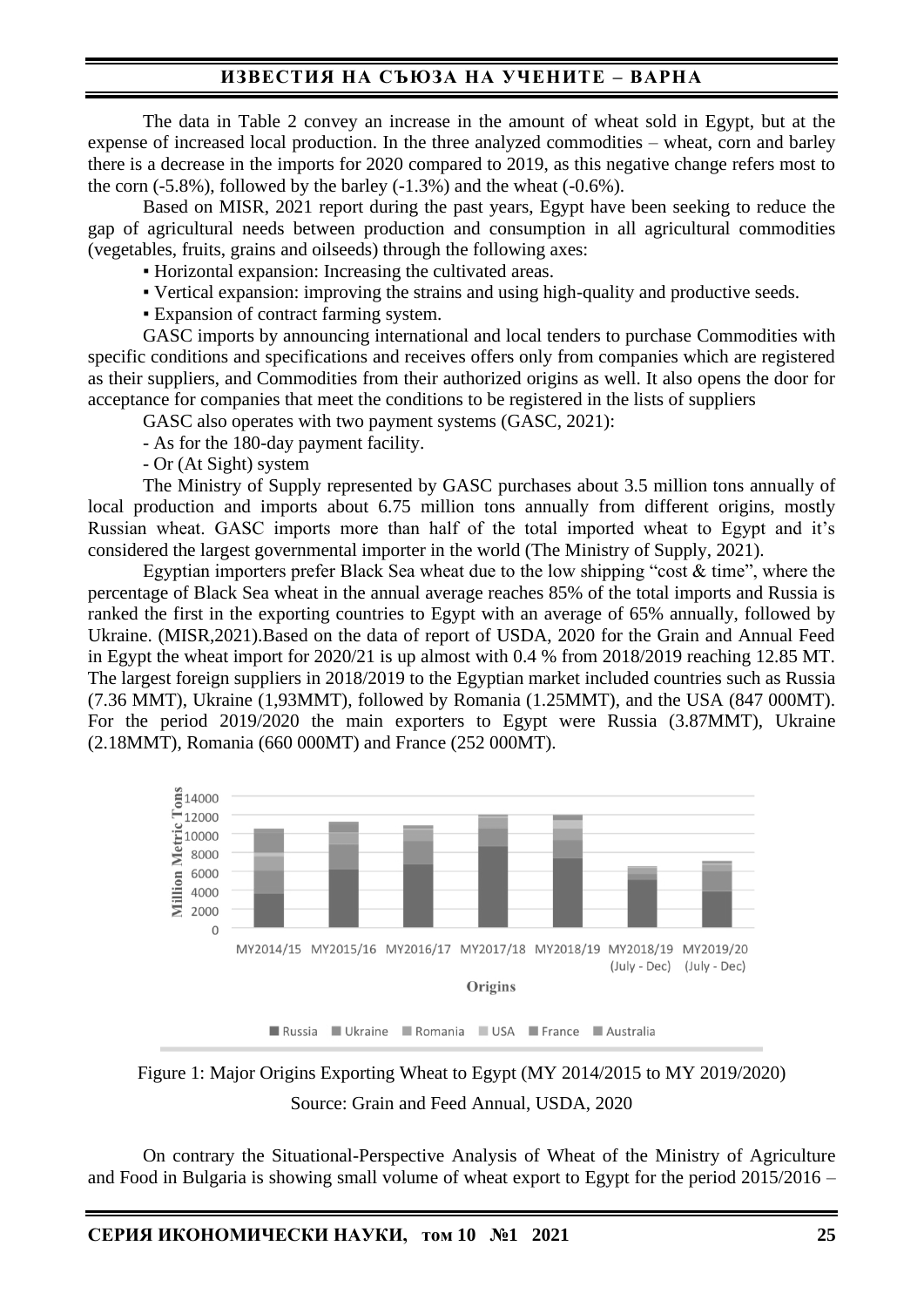The data in Table 2 convey an increase in the amount of wheat sold in Egypt, but at the expense of increased local production. In the three analyzed commodities – wheat, corn and barley there is a decrease in the imports for 2020 compared to 2019, as this negative change refers most to the corn (-5.8%), followed by the barley (-1.3%) and the wheat (-0.6%).

Based on MISR, 2021 report during the past years, Egypt have been seeking to reduce the gap of agricultural needs between production and consumption in all agricultural commodities (vegetables, fruits, grains and oilseeds) through the following axes:

- Horizontal expansion: Increasing the cultivated areas.
- Vertical expansion: improving the strains and using high-quality and productive seeds.
- Expansion of contract farming system.

GASC imports by announcing international and local tenders to purchase Commodities with specific conditions and specifications and receives offers only from companies which are registered as their suppliers, and Commodities from their authorized origins as well. It also opens the door for acceptance for companies that meet the conditions to be registered in the lists of suppliers

GASC also operates with two payment systems (GASC, 2021):

- As for the 180-day payment facility.
- Or (At Sight) system

The Ministry of Supply represented by GASC purchases about 3.5 million tons annually of local production and imports about 6.75 million tons annually from different origins, mostly Russian wheat. GASC imports more than half of the total imported wheat to Egypt and it's considered the largest governmental importer in the world (The Ministry of Supply, 2021).

Egyptian importers prefer Black Sea wheat due to the low shipping "cost & time", where the percentage of Black Sea wheat in the annual average reaches 85% of the total imports and Russia is ranked the first in the exporting countries to Egypt with an average of 65% annually, followed by Ukraine. (MISR,2021).Based on the data of report of USDA, 2020 for the Grain and Annual Feed in Egypt the wheat import for 2020/21 is up almost with 0.4 % from 2018/2019 reaching 12.85 MT. The largest foreign suppliers in 2018/2019 to the Egyptian market included countries such as Russia (7.36 MMT), Ukraine (1,93MMT), followed by Romania (1.25MMT), and the USA (847 000MT). For the period 2019/2020 the main exporters to Egypt were Russia (3.87MMT), Ukraine (2.18MMT), Romania (660 000MT) and France (252 000MT).

Figure 1: Major Origins Exporting Wheat to Egypt (MY 2014/2015 to MY 2019/2020)

Source: Grain and Feed Annual, USDA, 2020

On contrary the Situational-Perspective Analysis of Wheat of the Ministry of Agriculture and Food in Bulgaria is showing small volume of wheat export to Egypt for the period 2015/2016 –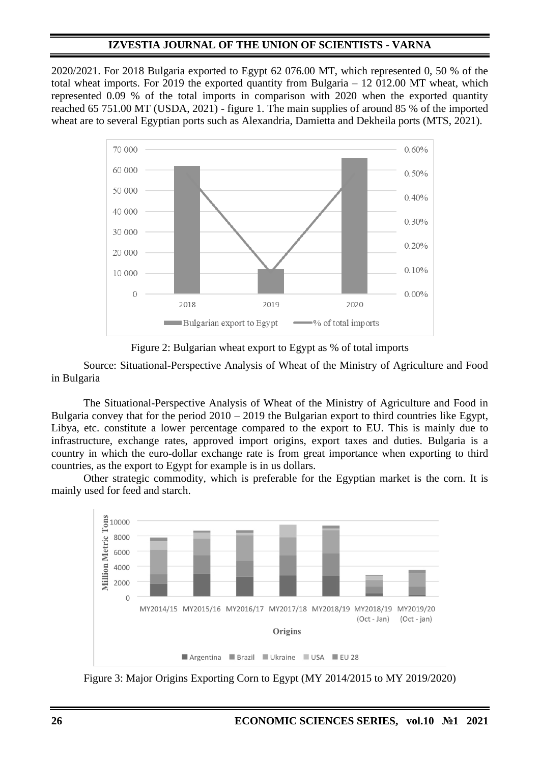2020/2021. For 2018 Bulgaria exported to Egypt 62 076.00 MT, which represented 0, 50 % of the total wheat imports. For 2019 the exported quantity from Bulgaria – 12 012.00 MT wheat, which represented 0.09 % of the total imports in comparison with 2020 when the exported quantity reached 65 751.00 MT (USDA, 2021) - figure 1. The main supplies of around 85 % of the imported wheat are to several Egyptian ports such as Alexandria, Damietta and Dekheila ports (MTS, 2021).

Figure 2: Bulgarian wheat export to Egypt as % of total imports

Source: Situational-Perspective Analysis of Wheat of the Ministry of Agriculture and Food in Bulgaria

The Situational-Perspective Analysis of Wheat of the Ministry of Agriculture and Food in Bulgaria convey that for the period 2010 – 2019 the Bulgarian export to third countries like Egypt, Libya, etc. constitute a lower percentage compared to the export to EU. This is mainly due to infrastructure, exchange rates, approved import origins, export taxes and duties. Bulgaria is a country in which the euro-dollar exchange rate is from great importance when exporting to third countries, as the export to Egypt for example is in us dollars.

Other strategic commodity, which is preferable for the Egyptian market is the corn. It is mainly used for feed and starch.

Figure 3: Major Origins Exporting Corn to Egypt (MY 2014/2015 to MY 2019/2020)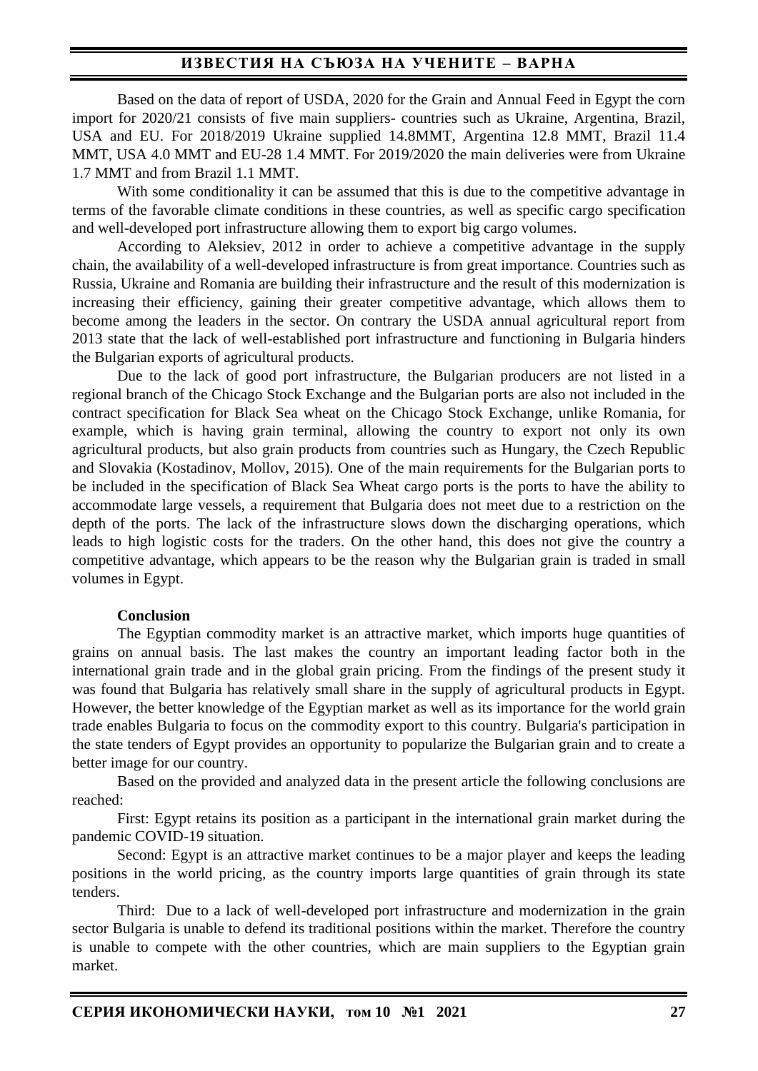Based on the data of report of USDA, 2020 for the Grain and Annual Feed in Egypt the corn import for 2020/21 consists of five main suppliers- countries such as Ukraine, Argentina, Brazil, USA and EU. For 2018/2019 Ukraine supplied 14.8MMT, Argentina 12.8 MMT, Brazil 11.4 MMT, USA 4.0 MMT and EU-28 1.4 MMT. For 2019/2020 the main deliveries were from Ukraine 1.7 MMT and from Brazil 1.1 MMT.

With some conditionality it can be assumed that this is due to the competitive advantage in terms of the favorable climate conditions in these countries, as well as specific cargo specification and well-developed port infrastructure allowing them to export big cargo volumes.

According to Aleksiev, 2012 in order to achieve a competitive advantage in the supply chain, the availability of a well-developed infrastructure is from great importance. Countries such as Russia, Ukraine and Romania are building their infrastructure and the result of this modernization is increasing their efficiency, gaining their greater competitive advantage, which allows them to become among the leaders in the sector. On contrary the USDA annual agricultural report from 2013 state that the lack of well-established port infrastructure and functioning in Bulgaria hinders the Bulgarian exports of agricultural products.

Due to the lack of good port infrastructure, the Bulgarian producers are not listed in a regional branch of the Chicago Stock Exchange and the Bulgarian ports are also not included in the contract specification for Black Sea wheat on the Chicago Stock Exchange, unlike Romania, for example, which is having grain terminal, allowing the country to export not only its own agricultural products, but also grain products from countries such as Hungary, the Czech Republic and Slovakia (Kostadinov, Mollov, 2015). One of the main requirements for the Bulgarian ports to be included in the specification of Black Sea Wheat cargo ports is the ports to have the ability to accommodate large vessels, a requirement that Bulgaria does not meet due to a restriction on the depth of the ports. The lack of the infrastructure slows down the discharging operations, which leads to high logistic costs for the traders. On the other hand, this does not give the country a competitive advantage, which appears to be the reason why the Bulgarian grain is traded in small volumes in Egypt.

**Conclusion**

The Egyptian commodity market is an attractive market, which imports huge quantities of grains on annual basis. The last makes the country an important leading factor both in the international grain trade and in the global grain pricing. From the findings of the present study it was found that Bulgaria has relatively small share in the supply of agricultural products in Egypt. However, the better knowledge of the Egyptian market as well as its importance for the world grain trade enables Bulgaria to focus on the commodity export to this country. Bulgaria's participation in the state tenders of Egypt provides an opportunity to popularize the Bulgarian grain and to create a better image for our country.

Based on the provided and analyzed data in the present article the following conclusions are reached:

First: Egypt retains its position as a participant in the international grain market during the pandemic COVID-19 situation.

Second: Egypt is an attractive market continues to be a major player and keeps the leading positions in the world pricing, as the country imports large quantities of grain through its state tenders.

Third: Due to a lack of well-developed port infrastructure and modernization in the grain sector Bulgaria is unable to defend its traditional positions within the market. Therefore the country is unable to compete with the other countries, which are main suppliers to the Egyptian grain market.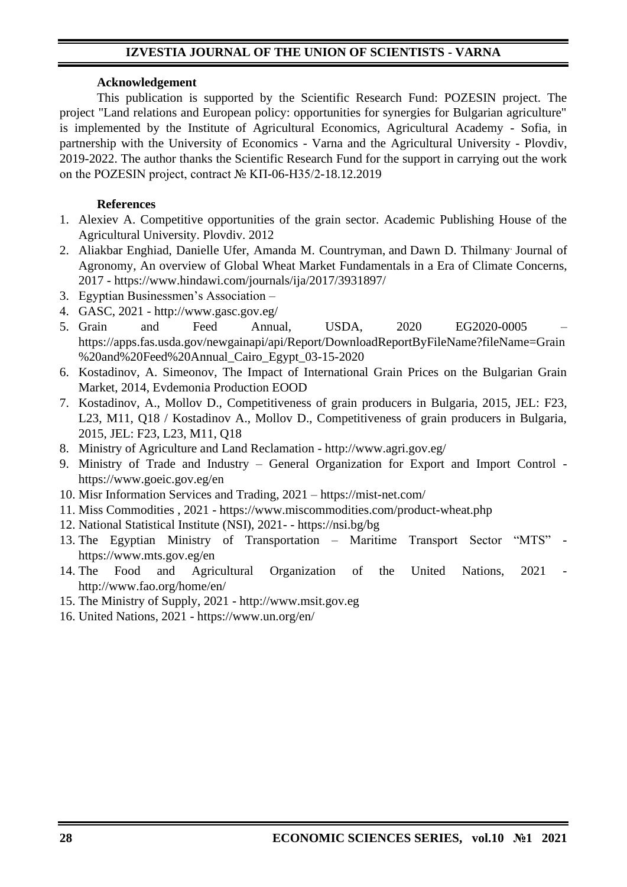**Acknowledgement**

This publication is supported by the Scientific Research Fund: POZESIN project. The project "Land relations and European policy: opportunities for synergies for Bulgarian agriculture" is implemented by the Institute of Agricultural Economics, Agricultural Academy - Sofia, in partnership with the University of Economics - Varna and the Agricultural University - Plovdiv, 2019-2022. The author thanks the Scientific Research Fund for the support in carrying out the work on the POZESIN project, contract № КП-06-Н35/2-18.12.2019

**References**

1. Alexiev A. Competitive opportunities of the grain sector. Academic Publishing House of the Agricultural University. Plovdiv. 2012
2. Aliakbar Enghiad, Danielle Ufer, Amanda M. Countryman, and Dawn D. Thilmany. Journal of Agronomy, An overview of Global Wheat Market Fundamentals in a Era of Climate Concerns, 2017 - https://www.hindawi.com/journals/ija/2017/3931897/
3. Egyptian Businessmen's Association –
4. GASC, 2021 - http://www.gasc.gov.eg/
5. Grain and Feed Annual, USDA, 2020 EG2020-0005 – https://apps.fas.usda.gov/newgainapi/api/Report/DownloadReportByFileName?fileName=Grain%20and%20Feed%20Annual_Cairo_Egypt_03-15-2020
6. Kostadinov, A. Simeonov, The Impact of International Grain Prices on the Bulgarian Grain Market, 2014, Evdemonia Production EOOD
7. Kostadinov, A., Mollov D., Competitiveness of grain producers in Bulgaria, 2015, JEL: F23, L23, M11, Q18 / Kostadinov A., Mollov D., Competitiveness of grain producers in Bulgaria, 2015, JEL: F23, L23, M11, Q18
8. Ministry of Agriculture and Land Reclamation - http://www.agri.gov.eg/
9. Ministry of Trade and Industry – General Organization for Export and Import Control - https://www.goeic.gov.eg/en
10. Misr Information Services and Trading, 2021 – https://mist-net.com/
11. Miss Commodities , 2021 - https://www.miscommodities.com/product-wheat.php
12. National Statistical Institute (NSI), 2021- - https://nsi.bg/bg
13. The Egyptian Ministry of Transportation – Maritime Transport Sector "MTS" - https://www.mts.gov.eg/en
14. The Food and Agricultural Organization of the United Nations, 2021 - http://www.fao.org/home/en/
15. The Ministry of Supply, 2021 - http://www.msit.gov.eg
16. United Nations, 2021 - https://www.un.org/en/